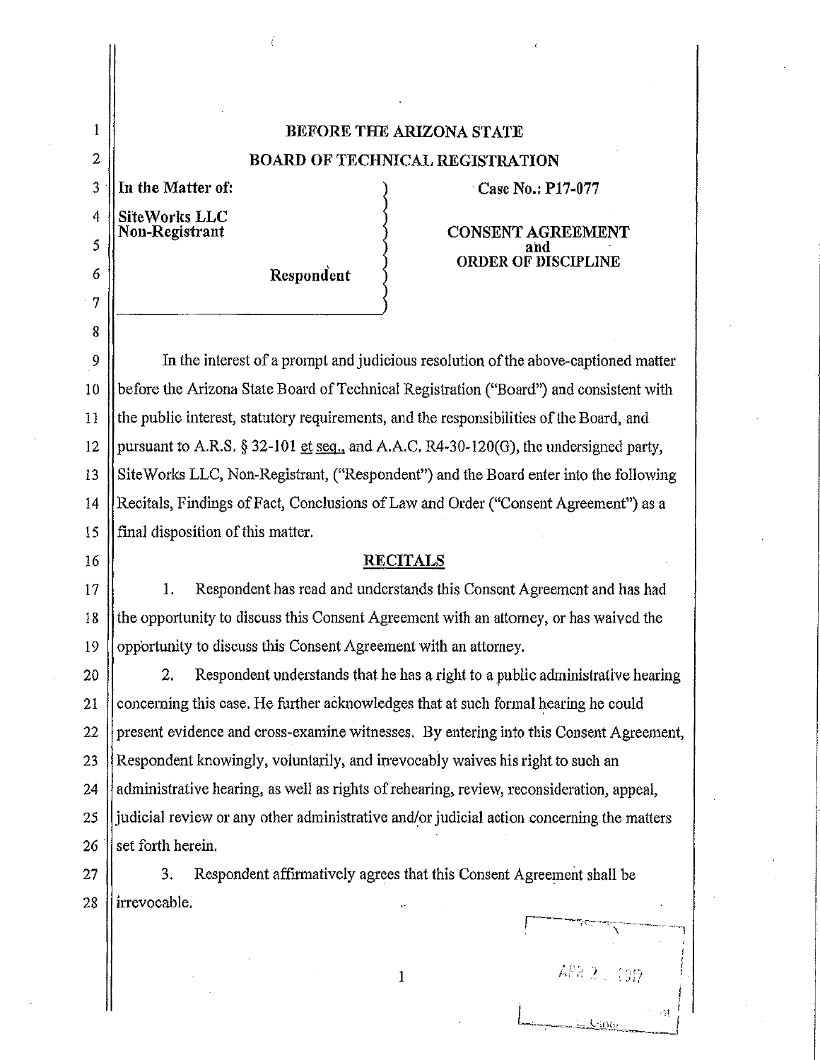# BEFORE THE ARIZONA STATE
# BOARD OF TECHNICAL REGISTRATION

**In the Matter of:**

**SiteWorks LLC**
**Non-Registrant**

**Respondent**

**Case No.: P17-077**

**CONSENT AGREEMENT**
**and**
**ORDER OF DISCIPLINE**

In the interest of a prompt and judicious resolution of the above-captioned matter before the Arizona State Board of Technical Registration ("Board") and consistent with the public interest, statutory requirements, and the responsibilities of the Board, and pursuant to A.R.S. § 32-101 et seq., and A.A.C. R4-30-120(G), the undersigned party, SiteWorks LLC, Non-Registrant, ("Respondent") and the Board enter into the following Recitals, Findings of Fact, Conclusions of Law and Order ("Consent Agreement") as a final disposition of this matter.

## RECITALS

1. Respondent has read and understands this Consent Agreement and has had the opportunity to discuss this Consent Agreement with an attorney, or has waived the opportunity to discuss this Consent Agreement with an attorney.

2. Respondent understands that he has a right to a public administrative hearing concerning this case. He further acknowledges that at such formal hearing he could present evidence and cross-examine witnesses. By entering into this Consent Agreement, Respondent knowingly, voluntarily, and irrevocably waives his right to such an administrative hearing, as well as rights of rehearing, review, reconsideration, appeal, judicial review or any other administrative and/or judicial action concerning the matters set forth herein.

3. Respondent affirmatively agrees that this Consent Agreement shall be irrevocable.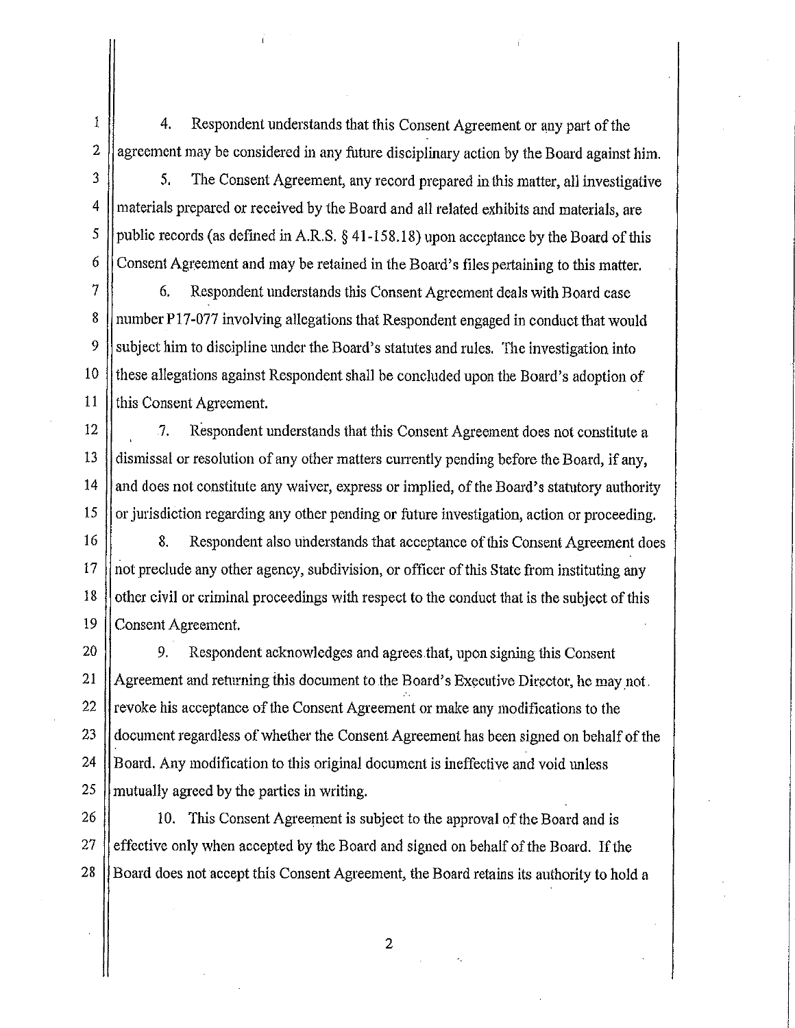4. Respondent understands that this Consent Agreement or any part of the agreement may be considered in any future disciplinary action by the Board against him.

5. The Consent Agreement, any record prepared in this matter, all investigative materials prepared or received by the Board and all related exhibits and materials, are public records (as defined in A.R.S. § 41-158.18) upon acceptance by the Board of this Consent Agreement and may be retained in the Board's files pertaining to this matter.

6. Respondent understands this Consent Agreement deals with Board case number P17-077 involving allegations that Respondent engaged in conduct that would subject him to discipline under the Board's statutes and rules. The investigation into these allegations against Respondent shall be concluded upon the Board's adoption of this Consent Agreement.

7. Respondent understands that this Consent Agreement does not constitute a dismissal or resolution of any other matters currently pending before the Board, if any, and does not constitute any waiver, express or implied, of the Board's statutory authority or jurisdiction regarding any other pending or future investigation, action or proceeding.

8. Respondent also understands that acceptance of this Consent Agreement does not preclude any other agency, subdivision, or officer of this State from instituting any other civil or criminal proceedings with respect to the conduct that is the subject of this Consent Agreement.

9. Respondent acknowledges and agrees that, upon signing this Consent Agreement and returning this document to the Board's Executive Director, he may not revoke his acceptance of the Consent Agreement or make any modifications to the document regardless of whether the Consent Agreement has been signed on behalf of the Board. Any modification to this original document is ineffective and void unless mutually agreed by the parties in writing.

10. This Consent Agreement is subject to the approval of the Board and is effective only when accepted by the Board and signed on behalf of the Board. If the Board does not accept this Consent Agreement, the Board retains its authority to hold a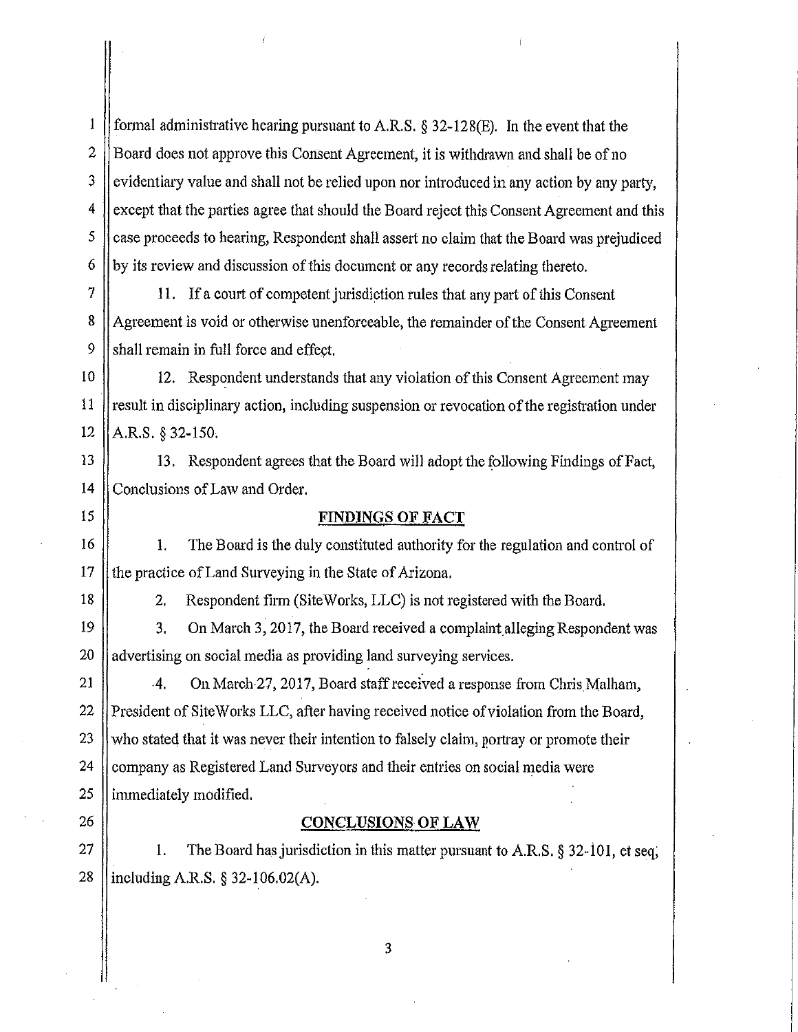formal administrative hearing pursuant to A.R.S. § 32-128(E). In the event that the Board does not approve this Consent Agreement, it is withdrawn and shall be of no evidentiary value and shall not be relied upon nor introduced in any action by any party, except that the parties agree that should the Board reject this Consent Agreement and this case proceeds to hearing, Respondent shall assert no claim that the Board was prejudiced by its review and discussion of this document or any records relating thereto.

11. If a court of competent jurisdiction rules that any part of this Consent Agreement is void or otherwise unenforceable, the remainder of the Consent Agreement shall remain in full force and effect.

12. Respondent understands that any violation of this Consent Agreement may result in disciplinary action, including suspension or revocation of the registration under A.R.S. § 32-150.

13. Respondent agrees that the Board will adopt the following Findings of Fact, Conclusions of Law and Order.

## FINDINGS OF FACT

1. The Board is the duly constituted authority for the regulation and control of the practice of Land Surveying in the State of Arizona.

2. Respondent firm (SiteWorks, LLC) is not registered with the Board.

3. On March 3, 2017, the Board received a complaint alleging Respondent was advertising on social media as providing land surveying services.

4. On March 27, 2017, Board staff received a response from Chris Malham, President of SiteWorks LLC, after having received notice of violation from the Board, who stated that it was never their intention to falsely claim, portray or promote their company as Registered Land Surveyors and their entries on social media were immediately modified.

## CONCLUSIONS OF LAW

1. The Board has jurisdiction in this matter pursuant to A.R.S. § 32-101, et seq, including A.R.S. § 32-106.02(A).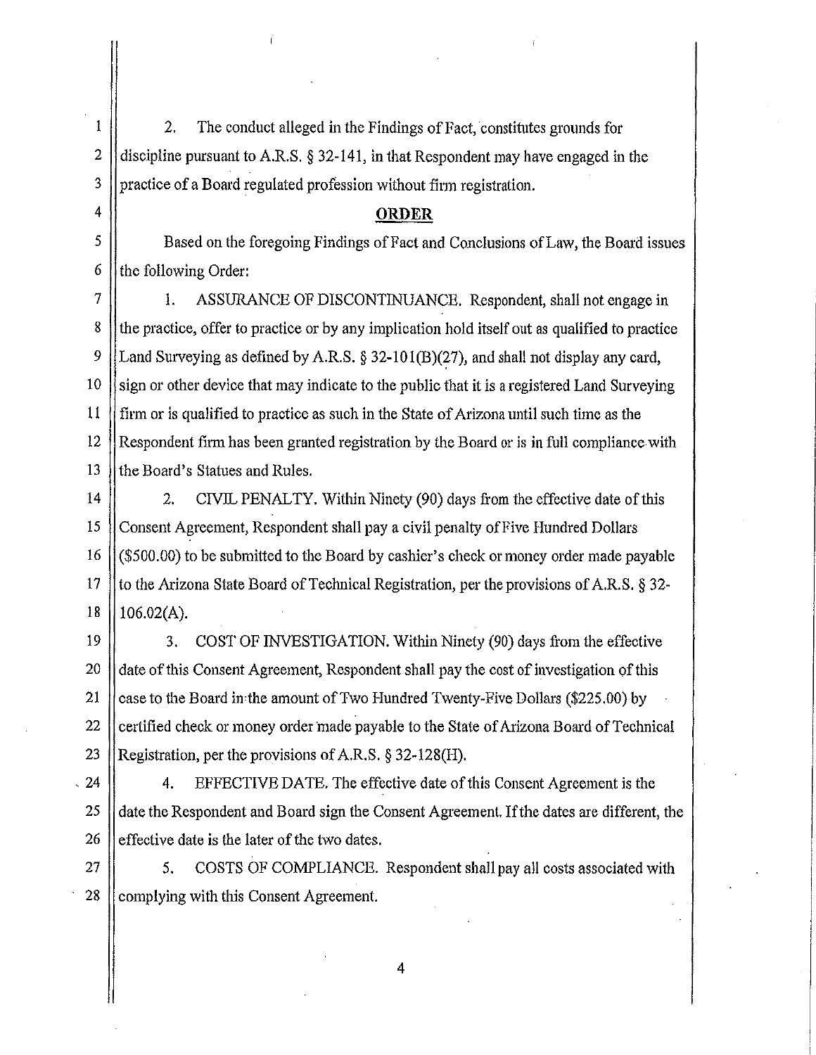2. The conduct alleged in the Findings of Fact, constitutes grounds for discipline pursuant to A.R.S. § 32-141, in that Respondent may have engaged in the practice of a Board regulated profession without firm registration.

## ORDER

Based on the foregoing Findings of Fact and Conclusions of Law, the Board issues the following Order:

1. ASSURANCE OF DISCONTINUANCE. Respondent, shall not engage in the practice, offer to practice or by any implication hold itself out as qualified to practice Land Surveying as defined by A.R.S. § 32-101(B)(27), and shall not display any card, sign or other device that may indicate to the public that it is a registered Land Surveying firm or is qualified to practice as such in the State of Arizona until such time as the Respondent firm has been granted registration by the Board or is in full compliance with the Board's Statues and Rules.

2. CIVIL PENALTY. Within Ninety (90) days from the effective date of this Consent Agreement, Respondent shall pay a civil penalty of Five Hundred Dollars ($500.00) to be submitted to the Board by cashier's check or money order made payable to the Arizona State Board of Technical Registration, per the provisions of A.R.S. § 32-106.02(A).

3. COST OF INVESTIGATION. Within Ninety (90) days from the effective date of this Consent Agreement, Respondent shall pay the cost of investigation of this case to the Board in the amount of Two Hundred Twenty-Five Dollars ($225.00) by certified check or money order made payable to the State of Arizona Board of Technical Registration, per the provisions of A.R.S. § 32-128(H).

4. EFFECTIVE DATE. The effective date of this Consent Agreement is the date the Respondent and Board sign the Consent Agreement. If the dates are different, the effective date is the later of the two dates.

5. COSTS OF COMPLIANCE. Respondent shall pay all costs associated with complying with this Consent Agreement.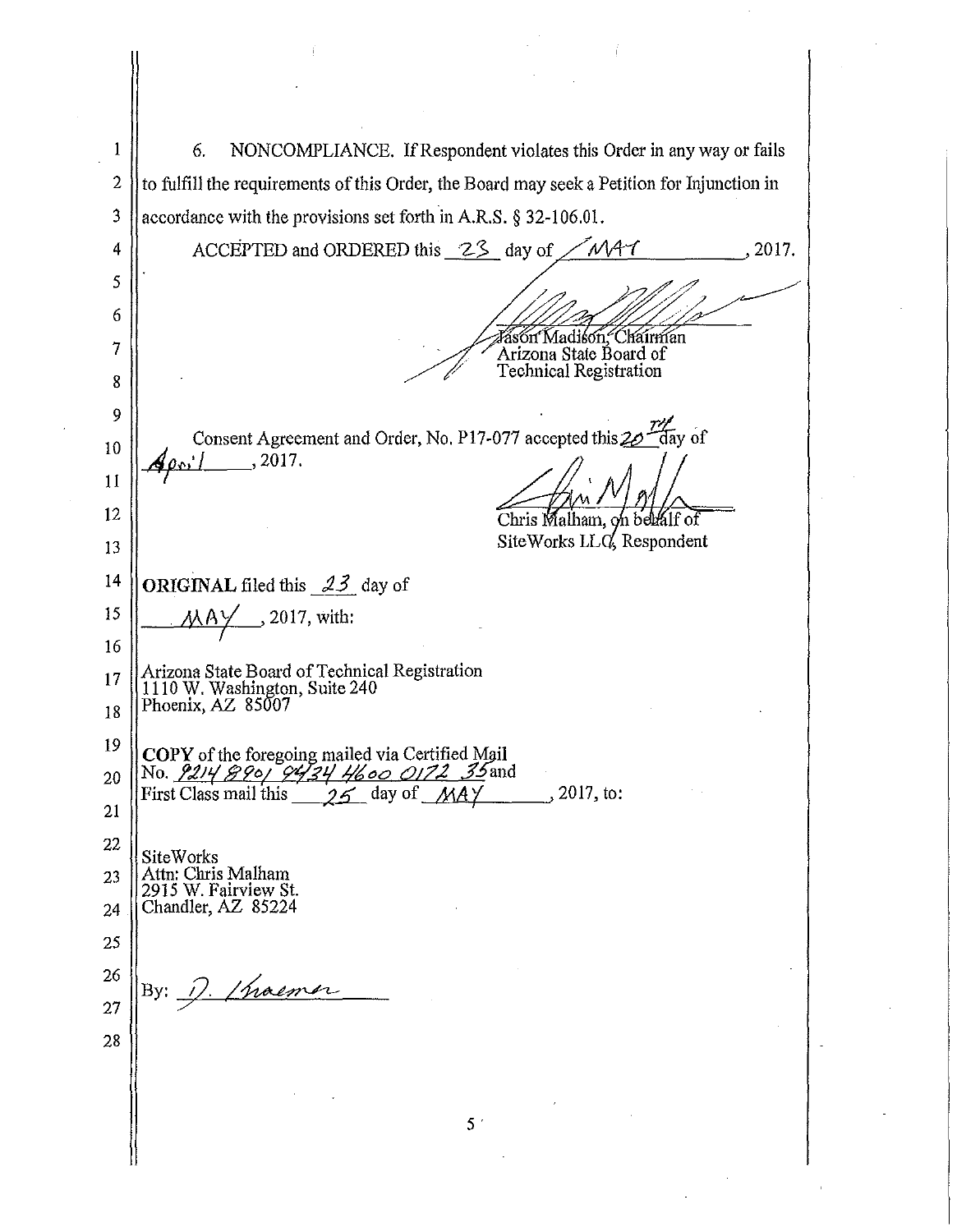6. NONCOMPLIANCE. If Respondent violates this Order in any way or fails to fulfill the requirements of this Order, the Board may seek a Petition for Injunction in accordance with the provisions set forth in A.R.S. § 32-106.01.

ACCEPTED and ORDERED this 23 day of MAY, 2017.

Jason Madison, Chairman
Arizona State Board of
Technical Registration

Consent Agreement and Order, No. P17-077 accepted this 20TH day of April, 2017.

Chris Malham, on behalf of
SiteWorks LLC, Respondent

**ORIGINAL** filed this 23 day of MAY, 2017, with:

Arizona State Board of Technical Registration
1110 W. Washington, Suite 240
Phoenix, AZ 85007

**COPY** of the foregoing mailed via Certified Mail
No. 9214 8901 9434 4600 0172 35 and
First Class mail this 25 day of MAY, 2017, to:

SiteWorks
Attn: Chris Malham
2915 W. Fairview St.
Chandler, AZ 85224

By: D. Kraemer